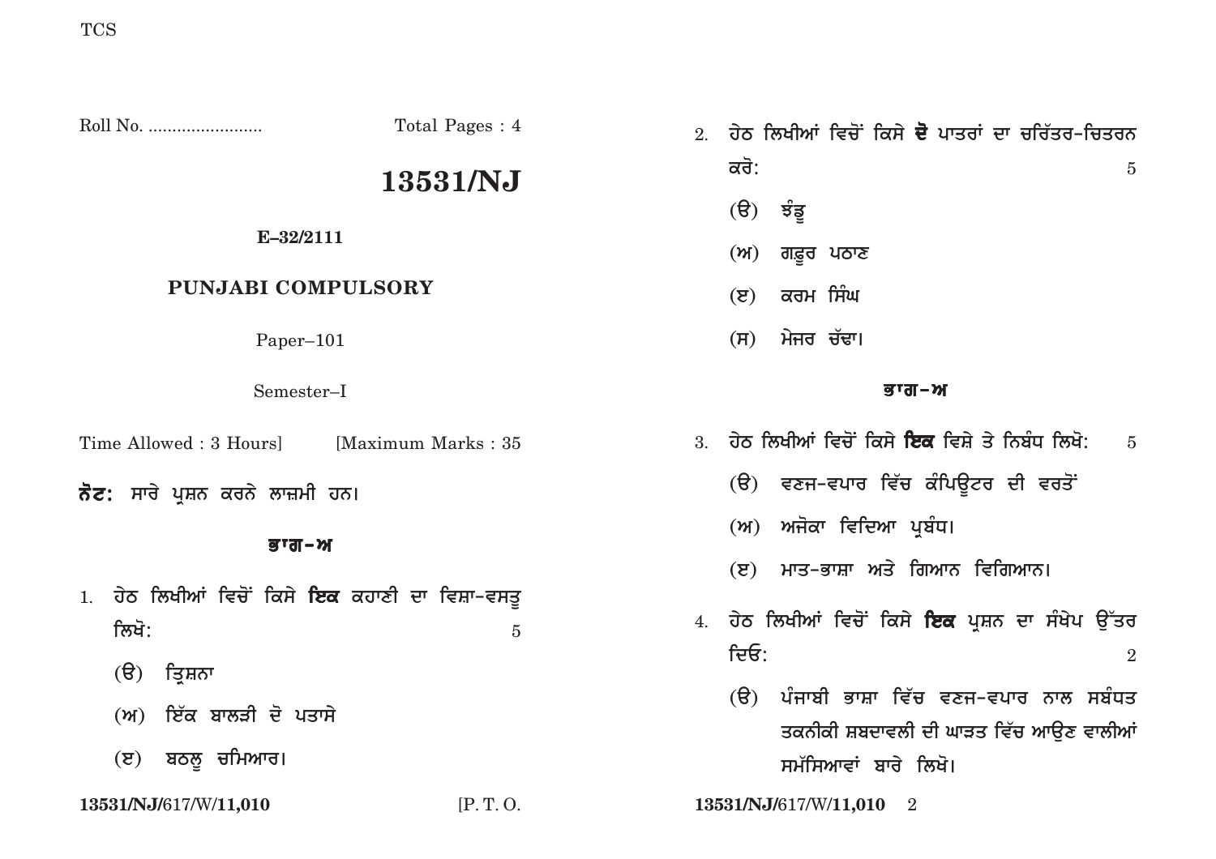Roll No. ........................ Total Pages : 4

# 13531/NJ

**E–32/2111**

## PUNJABI COMPULSORY

Paper–101

Semester–I

Time Allowed : 3 Hours] [Maximum Marks : 35

**ਨੋਟ:** ਸਾਰੇ ਪ੍ਰਸ਼ਨ ਕਰਨੇ ਲਾਜ਼ਮੀ ਹਨ।

### ਭਾਗ-ਅ

1. ਹੇਠ ਲਿਖੀਆਂ ਵਿਚੋਂ ਕਿਸੇ **ਇਕ** ਕਹਾਣੀ ਦਾ ਵਿਸ਼ਾ-ਵਸਤੂ ਲਿਖੋ: 5

   (ੳ) ਤ੍ਰਿਸ਼ਨਾ

   (ਅ) ਇੱਕ ਬਾਲੜੀ ਦੋ ਪਤਾਸੇ

   (ੲ) ਬਠਲੂ ਚਮਿਆਰ।

2. ਹੇਠ ਲਿਖੀਆਂ ਵਿਚੋਂ ਕਿਸੇ **ਦੋ** ਪਾਤਰਾਂ ਦਾ ਚਰਿੱਤਰ-ਚਿਤਰਨ ਕਰੋ: 5

   (ੳ) ਝੰਡੂ

   (ਅ) ਗਫ਼ੂਰ ਪਠਾਣ

   (ੲ) ਕਰਮ ਸਿੰਘ

   (ਸ) ਮੇਜਰ ਚੱਢਾ।

### ਭਾਗ-ਅ

3. ਹੇਠ ਲਿਖੀਆਂ ਵਿਚੋਂ ਕਿਸੇ **ਇਕ** ਵਿਸ਼ੇ ਤੇ ਨਿਬੰਧ ਲਿਖੋ: 5

   (ੳ) ਵਣਜ-ਵਪਾਰ ਵਿੱਚ ਕੰਪਿਊਟਰ ਦੀ ਵਰਤੋਂ

   (ਅ) ਅਜੋਕਾ ਵਿਦਿਆ ਪ੍ਰਬੰਧ।

   (ੲ) ਮਾਤ-ਭਾਸ਼ਾ ਅਤੇ ਗਿਆਨ ਵਿਗਿਆਨ।

4. ਹੇਠ ਲਿਖੀਆਂ ਵਿਚੋਂ ਕਿਸੇ **ਇਕ** ਪ੍ਰਸ਼ਨ ਦਾ ਸੰਖੇਪ ਉੱਤਰ ਦਿਓ: 2

   (ੳ) ਪੰਜਾਬੀ ਭਾਸ਼ਾ ਵਿੱਚ ਵਣਜ-ਵਪਾਰ ਨਾਲ ਸਬੰਧਤ ਤਕਨੀਕੀ ਸ਼ਬਦਾਵਲੀ ਦੀ ਘਾੜਤ ਵਿੱਚ ਆਉਣ ਵਾਲੀਆਂ ਸਮੱਸਿਆਵਾਂ ਬਾਰੇ ਲਿਖੋ।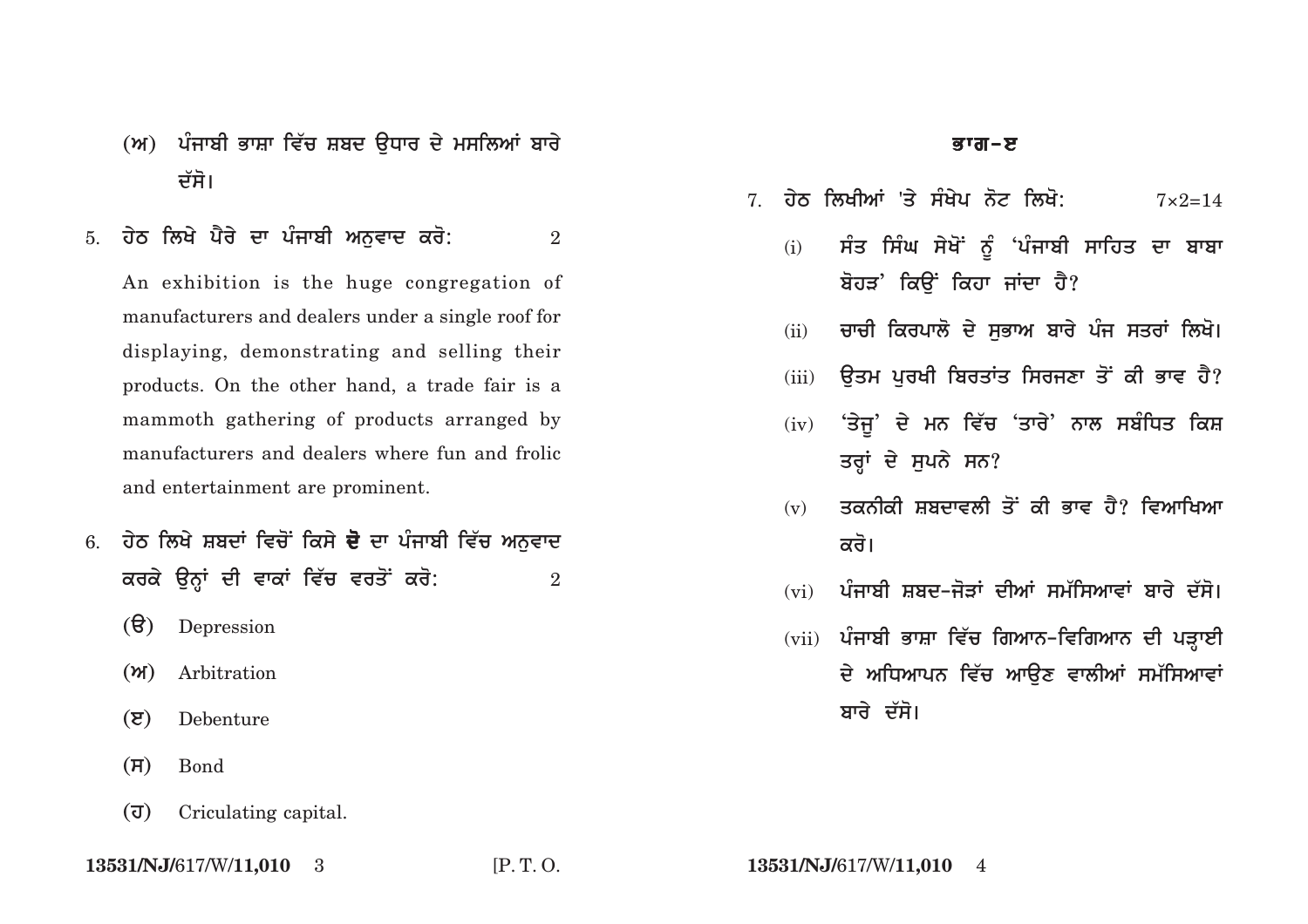(ਅ) ਪੰਜਾਬੀ ਭਾਸ਼ਾ ਵਿੱਚ ਸ਼ਬਦ ਉਧਾਰ ਦੇ ਮਸਲਿਆਂ ਬਾਰੇ ਦੱਸੋ।

5. ਹੇਠ ਲਿਖੇ ਪੈਰੇ ਦਾ ਪੰਜਾਬੀ ਅਨੁਵਾਦ ਕਰੋ: 2

An exhibition is the huge congregation of manufacturers and dealers under a single roof for displaying, demonstrating and selling their products. On the other hand, a trade fair is a mammoth gathering of products arranged by manufacturers and dealers where fun and frolic and entertainment are prominent.

6. ਹੇਠ ਲਿਖੇ ਸ਼ਬਦਾਂ ਵਿਚੋਂ ਕਿਸੇ **ਦੋ** ਦਾ ਪੰਜਾਬੀ ਵਿੱਚ ਅਨੁਵਾਦ ਕਰਕੇ ਉਨ੍ਹਾਂ ਦੀ ਵਾਕਾਂ ਵਿੱਚ ਵਰਤੋਂ ਕਰੋ: 2

(ੳ) Depression

(ਅ) Arbitration

(ੲ) Debenture

(ਸ) Bond

(ਹ) Criculating capital.

## ਭਾਗ–ੲ

7. ਹੇਠ ਲਿਖੀਆਂ 'ਤੇ ਸੰਖੇਪ ਨੋਟ ਲਿਖੋ: 7×2=14

(i) ਸੰਤ ਸਿੰਘ ਸੇਖੋਂ ਨੂੰ 'ਪੰਜਾਬੀ ਸਾਹਿਤ ਦਾ ਬਾਬਾ ਬੋਹੜ' ਕਿਉਂ ਕਿਹਾ ਜਾਂਦਾ ਹੈ?

(ii) ਚਾਚੀ ਕਿਰਪਾਲੋ ਦੇ ਸੁਭਾਅ ਬਾਰੇ ਪੰਜ ਸਤਰਾਂ ਲਿਖੋ।

(iii) ਉਤਮ ਪੁਰਖੀ ਬਿਰਤਾਂਤ ਸਿਰਜਣਾ ਤੋਂ ਕੀ ਭਾਵ ਹੈ?

(iv) 'ਤੇਜੂ' ਦੇ ਮਨ ਵਿੱਚ 'ਤਾਰੇ' ਨਾਲ ਸਬੰਧਿਤ ਕਿਸ਼ ਤਰ੍ਹਾਂ ਦੇ ਸੁਪਨੇ ਸਨ?

(v) ਤਕਨੀਕੀ ਸ਼ਬਦਾਵਲੀ ਤੋਂ ਕੀ ਭਾਵ ਹੈ? ਵਿਆਖਿਆ ਕਰੋ।

(vi) ਪੰਜਾਬੀ ਸ਼ਬਦ-ਜੋੜਾਂ ਦੀਆਂ ਸਮੱਸਿਆਵਾਂ ਬਾਰੇ ਦੱਸੋ।

(vii) ਪੰਜਾਬੀ ਭਾਸ਼ਾ ਵਿੱਚ ਗਿਆਨ-ਵਿਗਿਆਨ ਦੀ ਪੜ੍ਹਾਈ ਦੇ ਅਧਿਆਪਨ ਵਿੱਚ ਆਉਣ ਵਾਲੀਆਂ ਸਮੱਸਿਆਵਾਂ ਬਾਰੇ ਦੱਸੋ।